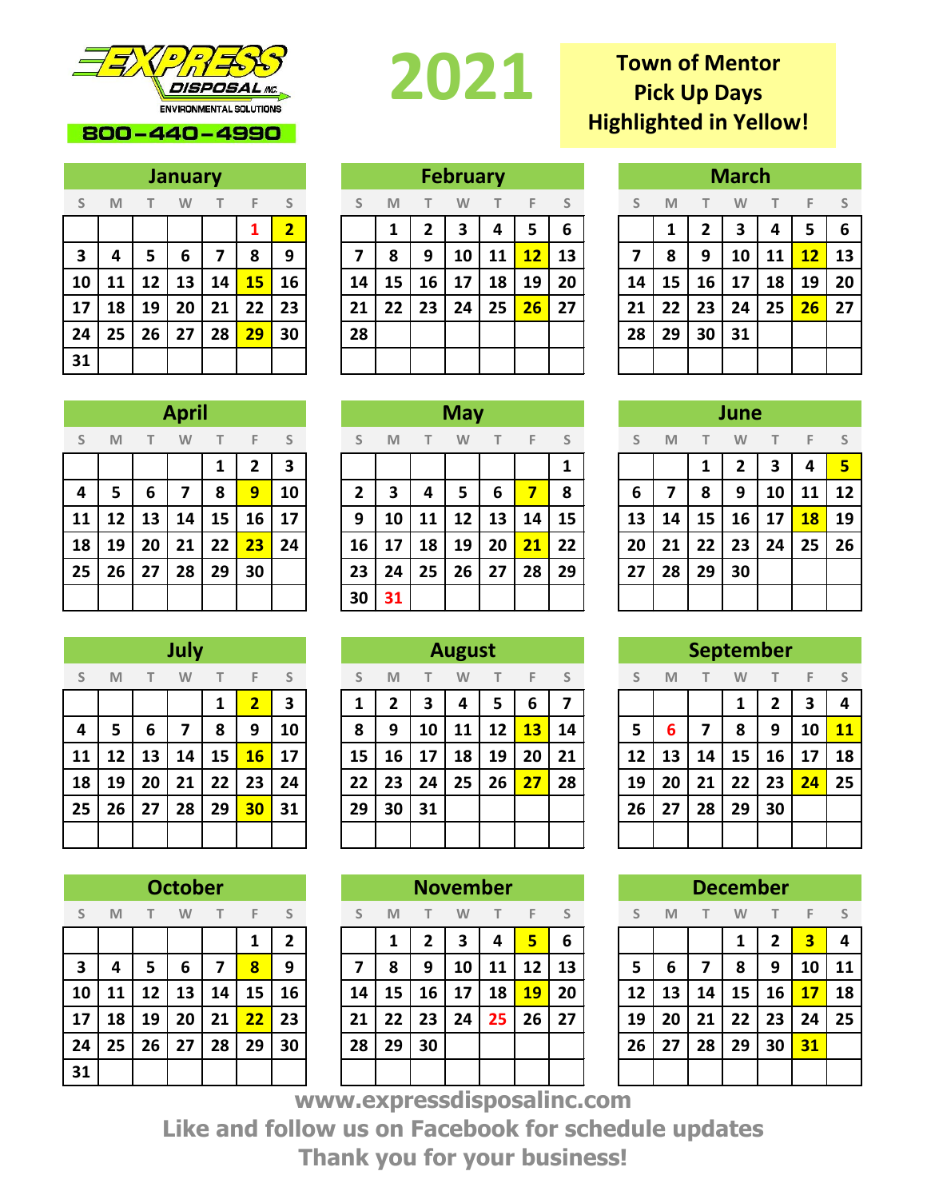EXPRESS DISPOSAL INC.
ENVIRONMENTAL SOLUTIONS
800-440-4990

# 2021

**Town of Mentor Pick Up Days Highlighted in Yellow!**

## January

| S | M | T | W | T | F | S |
|---|---|---|---|---|---|---|
| | | | | | 1 | **2** |
| 3 | 4 | 5 | 6 | 7 | 8 | 9 |
| 10 | 11 | 12 | 13 | 14 | **15** | 16 |
| 17 | 18 | 19 | 20 | 21 | 22 | 23 |
| 24 | 25 | 26 | 27 | 28 | **29** | 30 |
| 31 | | | | | | |

## February

| S | M | T | W | T | F | S |
|---|---|---|---|---|---|---|
| | 1 | 2 | 3 | 4 | 5 | 6 |
| 7 | 8 | 9 | 10 | 11 | **12** | 13 |
| 14 | 15 | 16 | 17 | 18 | 19 | 20 |
| 21 | 22 | 23 | 24 | 25 | **26** | 27 |
| 28 | | | | | | |

## March

| S | M | T | W | T | F | S |
|---|---|---|---|---|---|---|
| | 1 | 2 | 3 | 4 | 5 | 6 |
| 7 | 8 | 9 | 10 | 11 | **12** | 13 |
| 14 | 15 | 16 | 17 | 18 | 19 | 20 |
| 21 | 22 | 23 | 24 | 25 | **26** | 27 |
| 28 | 29 | 30 | 31 | | | |

## April

| S | M | T | W | T | F | S |
|---|---|---|---|---|---|---|
| | | | | 1 | 2 | 3 |
| 4 | 5 | 6 | 7 | 8 | **9** | 10 |
| 11 | 12 | 13 | 14 | 15 | 16 | 17 |
| 18 | 19 | 20 | 21 | 22 | **23** | 24 |
| 25 | 26 | 27 | 28 | 29 | 30 | |

## May

| S | M | T | W | T | F | S |
|---|---|---|---|---|---|---|
| | | | | | | 1 |
| 2 | 3 | 4 | 5 | 6 | **7** | 8 |
| 9 | 10 | 11 | 12 | 13 | 14 | 15 |
| 16 | 17 | 18 | 19 | 20 | **21** | 22 |
| 23 | 24 | 25 | 26 | 27 | 28 | 29 |
| 30 | 31 | | | | | |

## June

| S | M | T | W | T | F | S |
|---|---|---|---|---|---|---|
| | | 1 | 2 | 3 | 4 | **5** |
| 6 | 7 | 8 | 9 | 10 | 11 | 12 |
| 13 | 14 | 15 | 16 | 17 | **18** | 19 |
| 20 | 21 | 22 | 23 | 24 | 25 | 26 |
| 27 | 28 | 29 | 30 | | | |

## July

| S | M | T | W | T | F | S |
|---|---|---|---|---|---|---|
| | | | | 1 | **2** | 3 |
| 4 | 5 | 6 | 7 | 8 | 9 | 10 |
| 11 | 12 | 13 | 14 | 15 | **16** | 17 |
| 18 | 19 | 20 | 21 | 22 | 23 | 24 |
| 25 | 26 | 27 | 28 | 29 | **30** | 31 |

## August

| S | M | T | W | T | F | S |
|---|---|---|---|---|---|---|
| 1 | 2 | 3 | 4 | 5 | 6 | 7 |
| 8 | 9 | 10 | 11 | 12 | **13** | 14 |
| 15 | 16 | 17 | 18 | 19 | 20 | 21 |
| 22 | 23 | 24 | 25 | 26 | **27** | 28 |
| 29 | 30 | 31 | | | | |

## September

| S | M | T | W | T | F | S |
|---|---|---|---|---|---|---|
| | | | 1 | 2 | 3 | 4 |
| 5 | 6 | 7 | 8 | 9 | 10 | **11** |
| 12 | 13 | 14 | 15 | 16 | 17 | 18 |
| 19 | 20 | 21 | 22 | 23 | **24** | 25 |
| 26 | 27 | 28 | 29 | 30 | | |

## October

| S | M | T | W | T | F | S |
|---|---|---|---|---|---|---|
| | | | | | 1 | 2 |
| 3 | 4 | 5 | 6 | 7 | **8** | 9 |
| 10 | 11 | 12 | 13 | 14 | 15 | 16 |
| 17 | 18 | 19 | 20 | 21 | **22** | 23 |
| 24 | 25 | 26 | 27 | 28 | 29 | 30 |
| 31 | | | | | | |

## November

| S | M | T | W | T | F | S |
|---|---|---|---|---|---|---|
| | 1 | 2 | 3 | 4 | **5** | 6 |
| 7 | 8 | 9 | 10 | 11 | 12 | 13 |
| 14 | 15 | 16 | 17 | 18 | **19** | 20 |
| 21 | 22 | 23 | 24 | 25 | 26 | 27 |
| 28 | 29 | 30 | | | | |

## December

| S | M | T | W | T | F | S |
|---|---|---|---|---|---|---|
| | | | 1 | 2 | **3** | 4 |
| 5 | 6 | 7 | 8 | 9 | 10 | 11 |
| 12 | 13 | 14 | 15 | 16 | **17** | 18 |
| 19 | 20 | 21 | 22 | 23 | 24 | 25 |
| 26 | 27 | 28 | 29 | 30 | **31** | |

www.expressdisposalinc.com

Like and follow us on Facebook for schedule updates

Thank you for your business!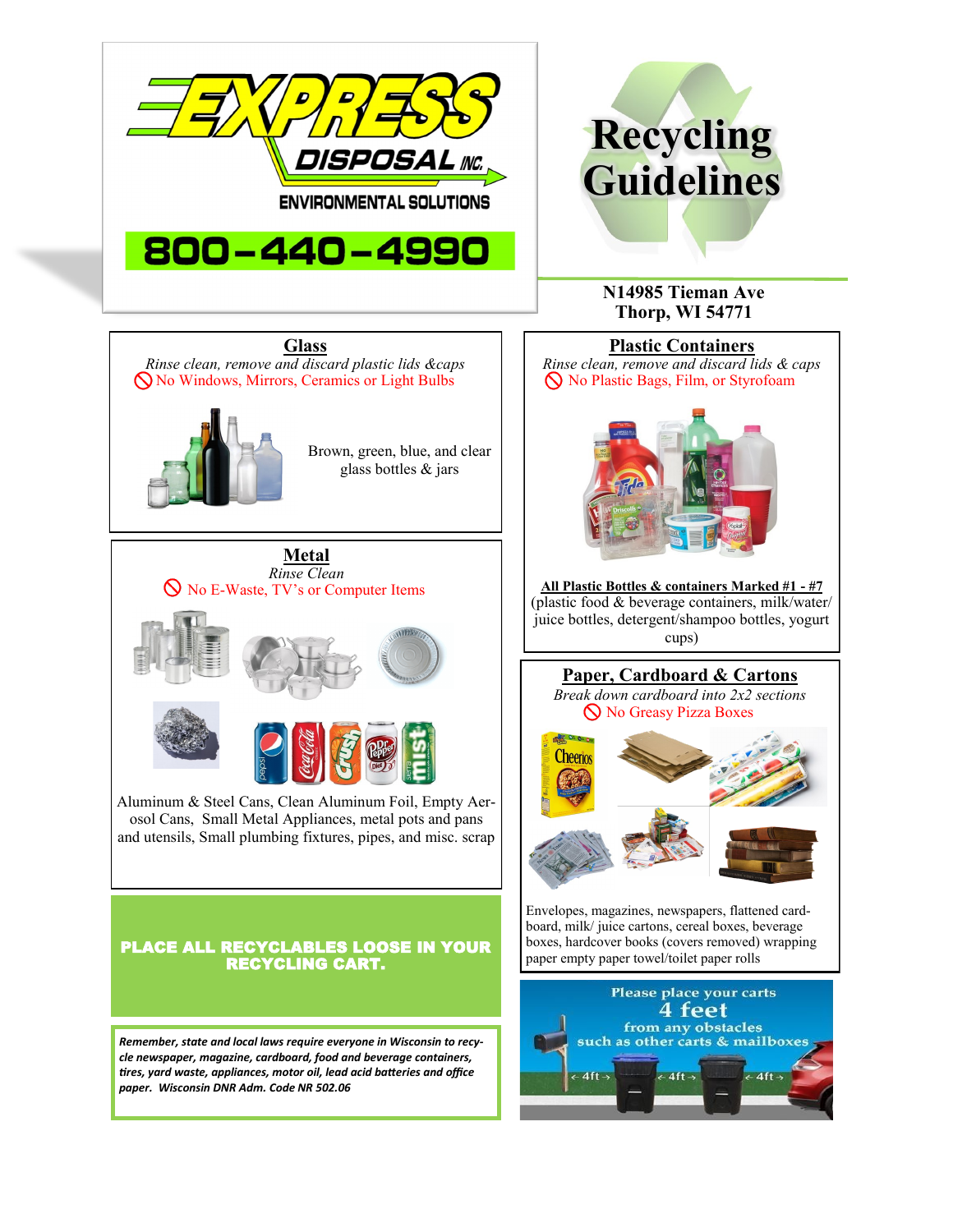# EXPRESS DISPOSAL INC.

ENVIRONMENTAL SOLUTIONS

800-440-4990

# Recycling Guidelines

N14985 Tieman Ave
Thorp, WI 54771

## Glass

*Rinse clean, remove and discard plastic lids &caps*

No Windows, Mirrors, Ceramics or Light Bulbs

Brown, green, blue, and clear glass bottles & jars

## Metal

*Rinse Clean*

No E-Waste, TV's or Computer Items

Aluminum & Steel Cans, Clean Aluminum Foil, Empty Aerosol Cans, Small Metal Appliances, metal pots and pans and utensils, Small plumbing fixtures, pipes, and misc. scrap

## Plastic Containers

*Rinse clean, remove and discard lids & caps*

No Plastic Bags, Film, or Styrofoam

**All Plastic Bottles & containers Marked #1 - #7**

(plastic food & beverage containers, milk/water/ juice bottles, detergent/shampoo bottles, yogurt cups)

## Paper, Cardboard & Cartons

*Break down cardboard into 2x2 sections*

No Greasy Pizza Boxes

Envelopes, magazines, newspapers, flattened cardboard, milk/ juice cartons, cereal boxes, beverage boxes, hardcover books (covers removed) wrapping paper empty paper towel/toilet paper rolls

**PLACE ALL RECYCLABLES LOOSE IN YOUR RECYCLING CART.**

***Remember, state and local laws require everyone in Wisconsin to recycle newspaper, magazine, cardboard, food and beverage containers, tires, yard waste, appliances, motor oil, lead acid batteries and office paper. Wisconsin DNR Adm. Code NR 502.06***

Please place your carts 4 feet from any obstacles such as other carts & mailboxes

4ft 4ft 4ft